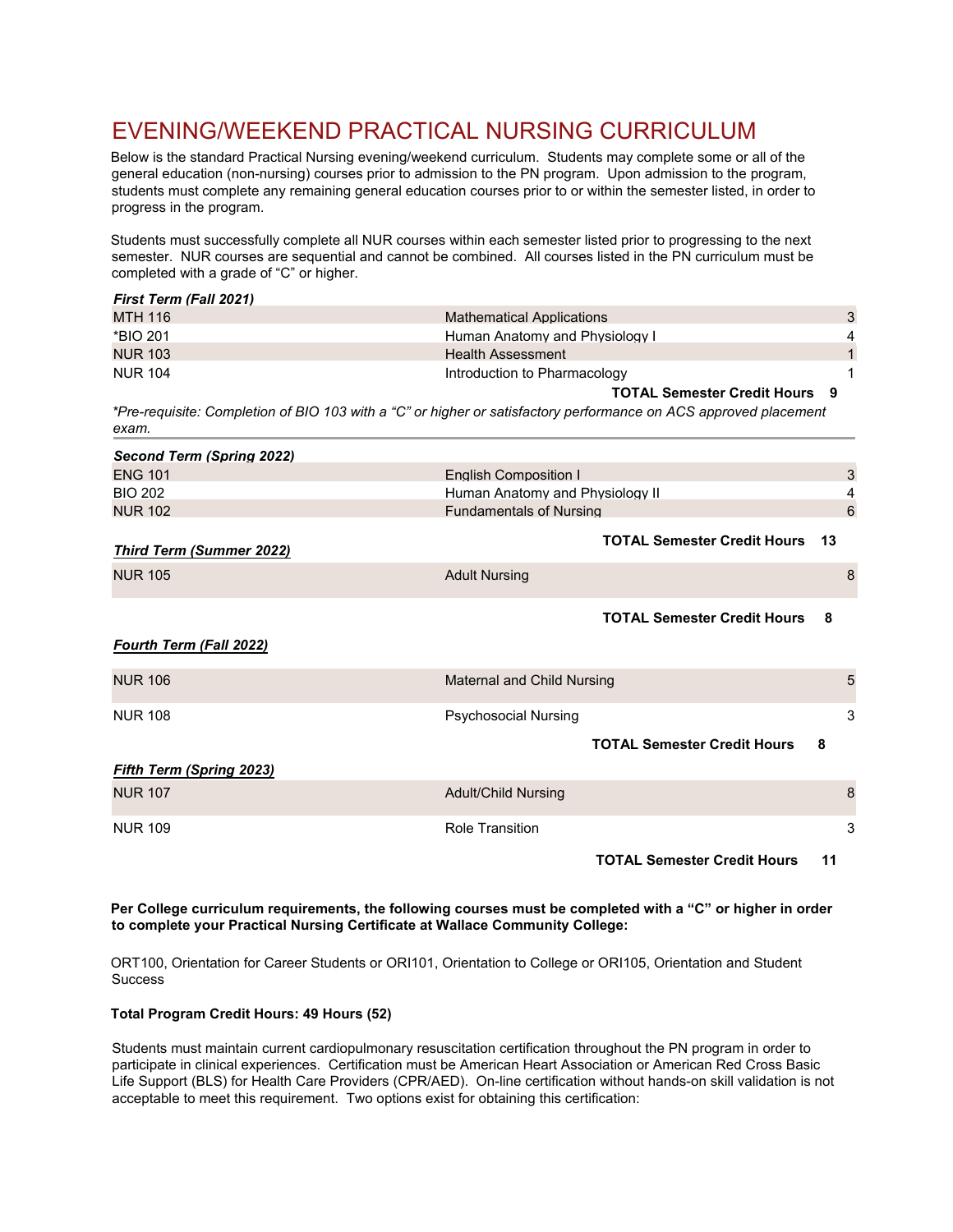# EVENING/WEEKEND PRACTICAL NURSING CURRICULUM

Below is the standard Practical Nursing evening/weekend curriculum. Students may complete some or all of the general education (non-nursing) courses prior to admission to the PN program. Upon admission to the program, students must complete any remaining general education courses prior to or within the semester listed, in order to progress in the program.

Students must successfully complete all NUR courses within each semester listed prior to progressing to the next semester. NUR courses are sequential and cannot be combined. All courses listed in the PN curriculum must be completed with a grade of "C" or higher.

***First Term (Fall 2021)***

| Course | Title | Credit Hours |
|---|---|---|
| MTH 116 | Mathematical Applications | 3 |
| *BIO 201 | Human Anatomy and Physiology I | 4 |
| NUR 103 | Health Assessment | 1 |
| NUR 104 | Introduction to Pharmacology | 1 |
| | **TOTAL Semester Credit Hours** | **9** |

*\*Pre-requisite: Completion of BIO 103 with a "C" or higher or satisfactory performance on ACS approved placement exam.*

***Second Term (Spring 2022)***

| Course | Title | Credit Hours |
|---|---|---|
| ENG 101 | English Composition I | 3 |
| BIO 202 | Human Anatomy and Physiology II | 4 |
| NUR 102 | Fundamentals of Nursing | 6 |
| | **TOTAL Semester Credit Hours** | **13** |

***Third Term (Summer 2022)***

| Course | Title | Credit Hours |
|---|---|---|
| NUR 105 | Adult Nursing | 8 |
| | **TOTAL Semester Credit Hours** | **8** |

***Fourth Term (Fall 2022)***

| Course | Title | Credit Hours |
|---|---|---|
| NUR 106 | Maternal and Child Nursing | 5 |
| NUR 108 | Psychosocial Nursing | 3 |
| | **TOTAL Semester Credit Hours** | **8** |

***Fifth Term (Spring 2023)***

| Course | Title | Credit Hours |
|---|---|---|
| NUR 107 | Adult/Child Nursing | 8 |
| NUR 109 | Role Transition | 3 |
| | **TOTAL Semester Credit Hours** | **11** |

**Per College curriculum requirements, the following courses must be completed with a "C" or higher in order to complete your Practical Nursing Certificate at Wallace Community College:**

ORT100, Orientation for Career Students or ORI101, Orientation to College or ORI105, Orientation and Student Success

**Total Program Credit Hours: 49 Hours (52)**

Students must maintain current cardiopulmonary resuscitation certification throughout the PN program in order to participate in clinical experiences. Certification must be American Heart Association or American Red Cross Basic Life Support (BLS) for Health Care Providers (CPR/AED). On-line certification without hands-on skill validation is not acceptable to meet this requirement. Two options exist for obtaining this certification: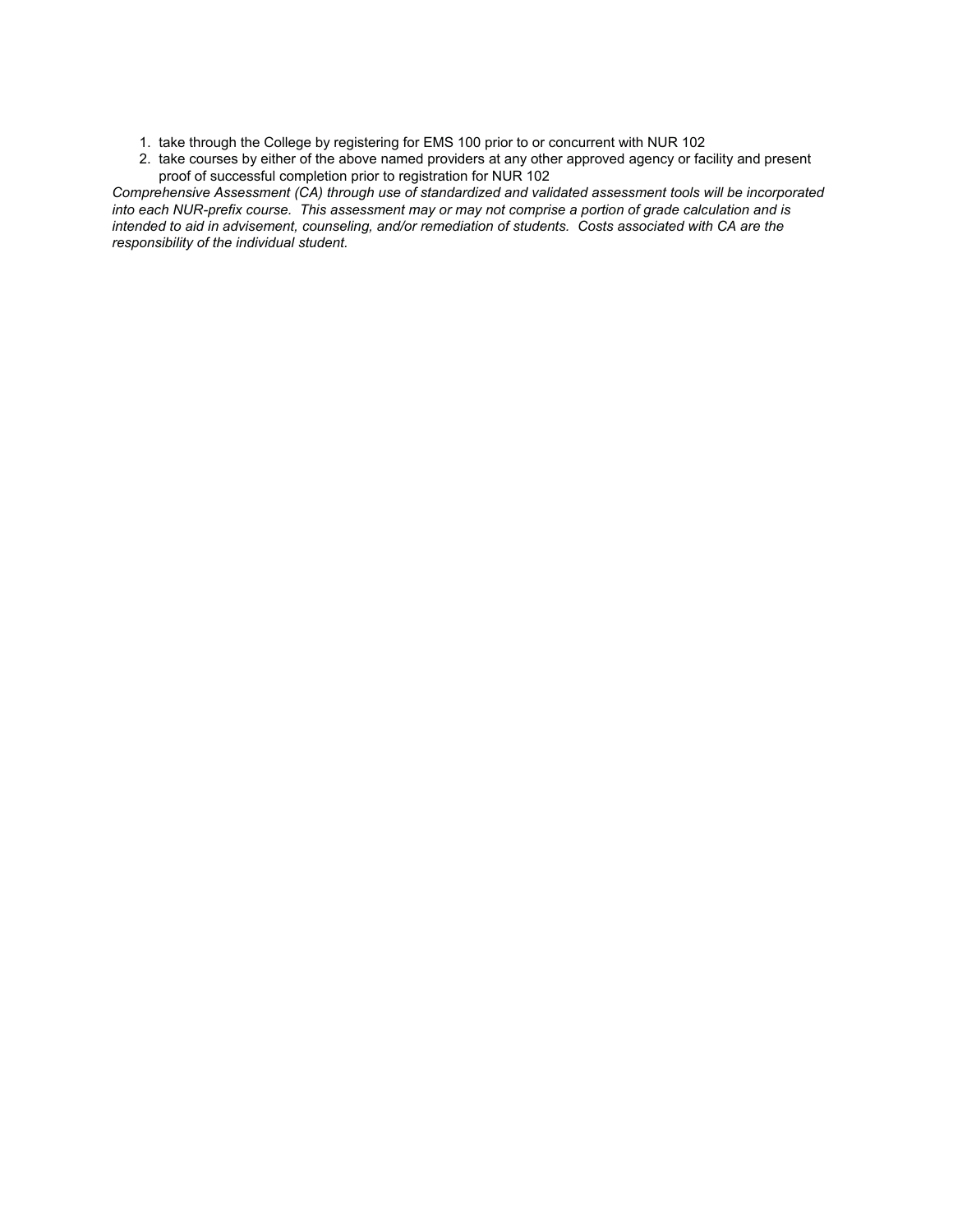1. take through the College by registering for EMS 100 prior to or concurrent with NUR 102
2. take courses by either of the above named providers at any other approved agency or facility and present proof of successful completion prior to registration for NUR 102

*Comprehensive Assessment (CA) through use of standardized and validated assessment tools will be incorporated into each NUR-prefix course. This assessment may or may not comprise a portion of grade calculation and is intended to aid in advisement, counseling, and/or remediation of students. Costs associated with CA are the responsibility of the individual student.*